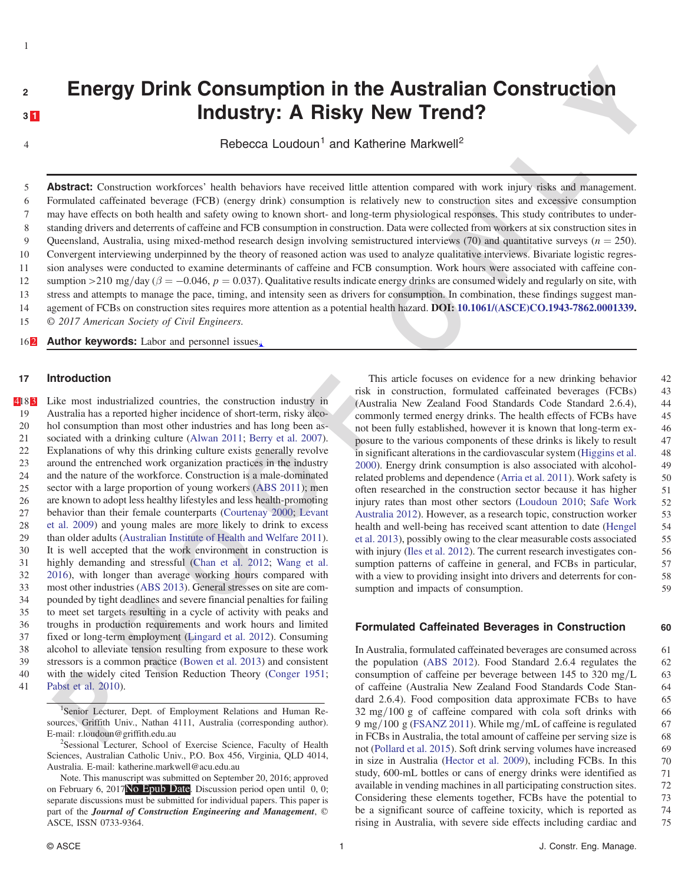# Energy Drink Consumption in the Australian Construction Industry: A Risky New Trend?

Rebecca Loudoun[1] and Katherine Markwell[2]

**Abstract:** Construction workforces' health behaviors have received little attention compared with work injury risks and management. Formulated caffeinated beverage (FCB) (energy drink) consumption is relatively new to construction sites and excessive consumption may have effects on both health and safety owing to known short- and long-term physiological responses. This study contributes to understanding drivers and deterrents of caffeine and FCB consumption in construction. Data were collected from workers at six construction sites in Queensland, Australia, using mixed-method research design involving semistructured interviews (70) and quantitative surveys ($n = 250$). Convergent interviewing underpinned by the theory of reasoned action was used to analyze qualitative interviews. Bivariate logistic regression analyses were conducted to examine determinants of caffeine and FCB consumption. Work hours were associated with caffeine consumption >210 mg/day ($\beta = -0.046$, $p = 0.037$). Qualitative results indicate energy drinks are consumed widely and regularly on site, with stress and attempts to manage the pace, timing, and intensity seen as drivers for consumption. In combination, these findings suggest management of FCBs on construction sites requires more attention as a potential health hazard. **DOI: 10.1061/(ASCE)CO.1943-7862.0001339.** © *2017 American Society of Civil Engineers.*

**Author keywords:** Labor and personnel issues.

## Introduction

Like most industrialized countries, the construction industry in Australia has a reported higher incidence of short-term, risky alcohol consumption than most other industries and has long been associated with a drinking culture (Alwan 2011; Berry et al. 2007). Explanations of why this drinking culture exists generally revolve around the entrenched work organization practices in the industry and the nature of the workforce. Construction is a male-dominated sector with a large proportion of young workers (ABS 2011); men are known to adopt less healthy lifestyles and less health-promoting behavior than their female counterparts (Courtenay 2000; Levant et al. 2009) and young males are more likely to drink to excess than older adults (Australian Institute of Health and Welfare 2011). It is well accepted that the work environment in construction is highly demanding and stressful (Chan et al. 2012; Wang et al. 2016), with longer than average working hours compared with most other industries (ABS 2013). General stresses on site are compounded by tight deadlines and severe financial penalties for failing to meet set targets resulting in a cycle of activity with peaks and troughs in production requirements and work hours and limited fixed or long-term employment (Lingard et al. 2012). Consuming alcohol to alleviate tension resulting from exposure to these work stressors is a common practice (Bowen et al. 2013) and consistent with the widely cited Tension Reduction Theory (Conger 1951; Pabst et al. 2010).

This article focuses on evidence for a new drinking behavior risk in construction, formulated caffeinated beverages (FCBs) (Australia New Zealand Food Standards Code Standard 2.6.4), commonly termed energy drinks. The health effects of FCBs have not been fully established, however it is known that long-term exposure to the various components of these drinks is likely to result in significant alterations in the cardiovascular system (Higgins et al. 2000). Energy drink consumption is also associated with alcohol-related problems and dependence (Arria et al. 2011). Work safety is often researched in the construction sector because it has higher injury rates than most other sectors (Loudoun 2010; Safe Work Australia 2012). However, as a research topic, construction worker health and well-being has received scant attention to date (Hengel et al. 2013), possibly owing to the clear measurable costs associated with injury (Iles et al. 2012). The current research investigates consumption patterns of caffeine in general, and FCBs in particular, with a view to providing insight into drivers and deterrents for consumption and impacts of consumption.

## Formulated Caffeinated Beverages in Construction

In Australia, formulated caffeinated beverages are consumed across the population (ABS 2012). Food Standard 2.6.4 regulates the consumption of caffeine per beverage between 145 to 320 mg/L of caffeine (Australia New Zealand Food Standards Code Standard 2.6.4). Food composition data approximate FCBs to have 32 mg/100 g of caffeine compared with cola soft drinks with 9 mg/100 g (FSANZ 2011). While mg/mL of caffeine is regulated in FCBs in Australia, the total amount of caffeine per serving size is not (Pollard et al. 2015). Soft drink serving volumes have increased in size in Australia (Hector et al. 2009), including FCBs. In this study, 600-mL bottles or cans of energy drinks were identified as available in vending machines in all participating construction sites. Considering these elements together, FCBs have the potential to be a significant source of caffeine toxicity, which is reported as rising in Australia, with severe side effects including cardiac and

---

[1]Senior Lecturer, Dept. of Employment Relations and Human Resources, Griffith Univ., Nathan 4111, Australia (corresponding author). E-mail: r.loudoun@griffith.edu.au

[2]Sessional Lecturer, School of Exercise Science, Faculty of Health Sciences, Australian Catholic Univ., P.O. Box 456, Virginia, QLD 4014, Australia. E-mail: katherine.markwell@acu.edu.au

Note. This manuscript was submitted on September 20, 2016; approved on February 6, 2017No Epub Date. Discussion period open until 0, 0; separate discussions must be submitted for individual papers. This paper is part of the ***Journal of Construction Engineering and Management***, © ASCE, ISSN 0733-9364.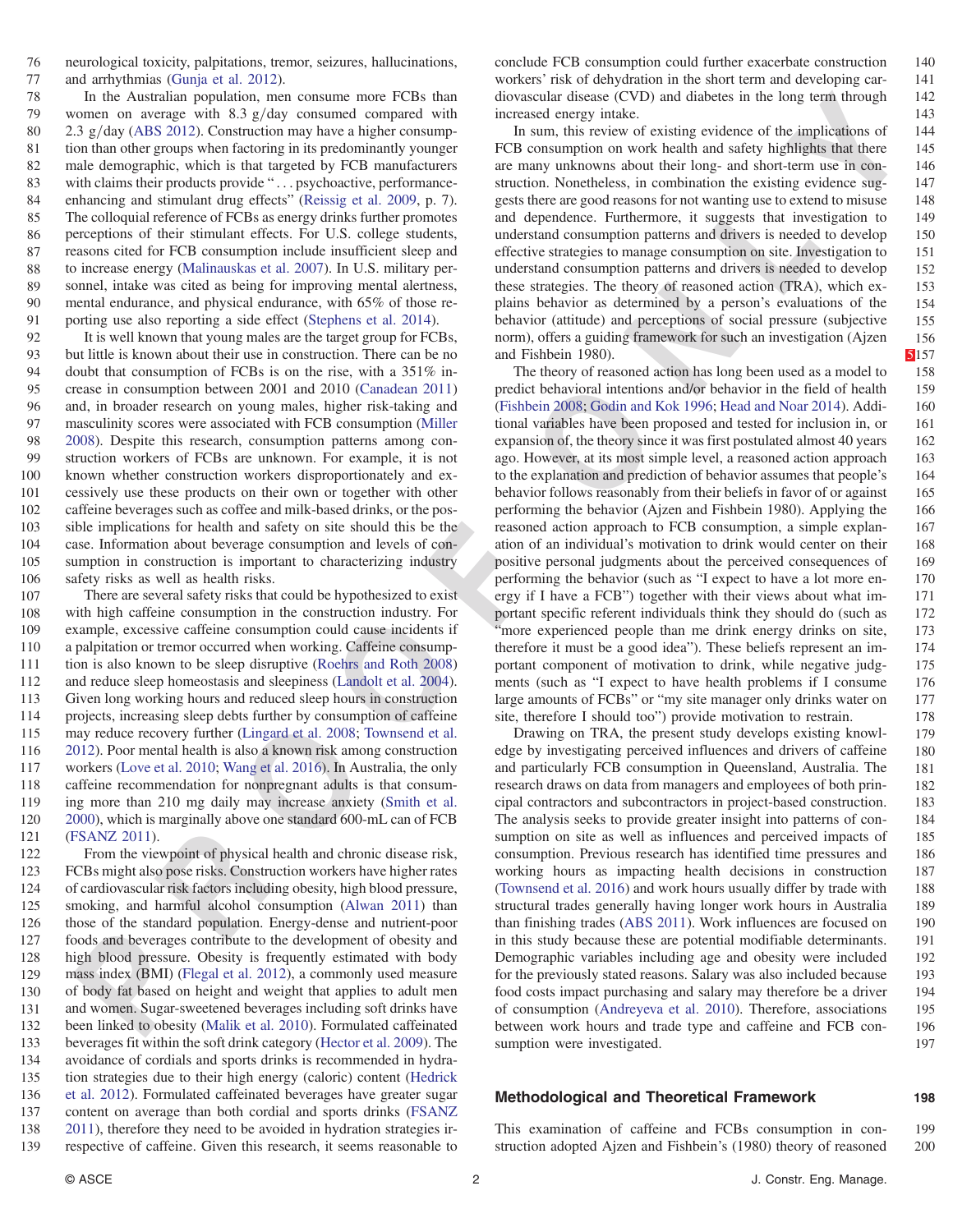neurological toxicity, palpitations, tremor, seizures, hallucinations, and arrhythmias (Gunja et al. 2012).

In the Australian population, men consume more FCBs than women on average with 8.3 g/day consumed compared with 2.3 g/day (ABS 2012). Construction may have a higher consumption than other groups when factoring in its predominantly younger male demographic, which is that targeted by FCB manufacturers with claims their products provide "... psychoactive, performance-enhancing and stimulant drug effects" (Reissig et al. 2009, p. 7). The colloquial reference of FCBs as energy drinks further promotes perceptions of their stimulant effects. For U.S. college students, reasons cited for FCB consumption include insufficient sleep and to increase energy (Malinauskas et al. 2007). In U.S. military personnel, intake was cited as being for improving mental alertness, mental endurance, and physical endurance, with 65% of those reporting use also reporting a side effect (Stephens et al. 2014).

It is well known that young males are the target group for FCBs, but little is known about their use in construction. There can be no doubt that consumption of FCBs is on the rise, with a 351% increase in consumption between 2001 and 2010 (Canadean 2011) and, in broader research on young males, higher risk-taking and masculinity scores were associated with FCB consumption (Miller 2008). Despite this research, consumption patterns among construction workers of FCBs are unknown. For example, it is not known whether construction workers disproportionately and excessively use these products on their own or together with other caffeine beverages such as coffee and milk-based drinks, or the possible implications for health and safety on site should this be the case. Information about beverage consumption and levels of consumption in construction is important to characterizing industry safety risks as well as health risks.

There are several safety risks that could be hypothesized to exist with high caffeine consumption in the construction industry. For example, excessive caffeine consumption could cause incidents if a palpitation or tremor occurred when working. Caffeine consumption is also known to be sleep disruptive (Roehrs and Roth 2008) and reduce sleep homeostasis and sleepiness (Landolt et al. 2004). Given long working hours and reduced sleep hours in construction projects, increasing sleep debts further by consumption of caffeine may reduce recovery further (Lingard et al. 2008; Townsend et al. 2012). Poor mental health is also a known risk among construction workers (Love et al. 2010; Wang et al. 2016). In Australia, the only caffeine recommendation for nonpregnant adults is that consuming more than 210 mg daily may increase anxiety (Smith et al. 2000), which is marginally above one standard 600-mL can of FCB (FSANZ 2011).

From the viewpoint of physical health and chronic disease risk, FCBs might also pose risks. Construction workers have higher rates of cardiovascular risk factors including obesity, high blood pressure, smoking, and harmful alcohol consumption (Alwan 2011) than those of the standard population. Energy-dense and nutrient-poor foods and beverages contribute to the development of obesity and high blood pressure. Obesity is frequently estimated with body mass index (BMI) (Flegal et al. 2012), a commonly used measure of body fat based on height and weight that applies to adult men and women. Sugar-sweetened beverages including soft drinks have been linked to obesity (Malik et al. 2010). Formulated caffeinated beverages fit within the soft drink category (Hector et al. 2009). The avoidance of cordials and sports drinks is recommended in hydration strategies due to their high energy (caloric) content (Hedrick et al. 2012). Formulated caffeinated beverages have greater sugar content on average than both cordial and sports drinks (FSANZ 2011), therefore they need to be avoided in hydration strategies irrespective of caffeine. Given this research, it seems reasonable to conclude FCB consumption could further exacerbate construction workers' risk of dehydration in the short term and developing cardiovascular disease (CVD) and diabetes in the long term through increased energy intake.

In sum, this review of existing evidence of the implications of FCB consumption on work health and safety highlights that there are many unknowns about their long- and short-term use in construction. Nonetheless, in combination the existing evidence suggests there are good reasons for not wanting use to extend to misuse and dependence. Furthermore, it suggests that investigation to understand consumption patterns and drivers is needed to develop effective strategies to manage consumption on site. Investigation to understand consumption patterns and drivers is needed to develop these strategies. The theory of reasoned action (TRA), which explains behavior as determined by a person's evaluations of the behavior (attitude) and perceptions of social pressure (subjective norm), offers a guiding framework for such an investigation (Ajzen and Fishbein 1980).

The theory of reasoned action has long been used as a model to predict behavioral intentions and/or behavior in the field of health (Fishbein 2008; Godin and Kok 1996; Head and Noar 2014). Additional variables have been proposed and tested for inclusion in, or expansion of, the theory since it was first postulated almost 40 years ago. However, at its most simple level, a reasoned action approach to the explanation and prediction of behavior assumes that people's behavior follows reasonably from their beliefs in favor of or against performing the behavior (Ajzen and Fishbein 1980). Applying the reasoned action approach to FCB consumption, a simple explanation of an individual's motivation to drink would center on their positive personal judgments about the perceived consequences of performing the behavior (such as "I expect to have a lot more energy if I have a FCB") together with their views about what important specific referent individuals think they should do (such as "more experienced people than me drink energy drinks on site, therefore it must be a good idea"). These beliefs represent an important component of motivation to drink, while negative judgments (such as "I expect to have health problems if I consume large amounts of FCBs" or "my site manager only drinks water on site, therefore I should too") provide motivation to restrain.

Drawing on TRA, the present study develops existing knowledge by investigating perceived influences and drivers of caffeine and particularly FCB consumption in Queensland, Australia. The research draws on data from managers and employees of both principal contractors and subcontractors in project-based construction. The analysis seeks to provide greater insight into patterns of consumption on site as well as influences and perceived impacts of consumption. Previous research has identified time pressures and working hours as impacting health decisions in construction (Townsend et al. 2016) and work hours usually differ by trade with structural trades generally having longer work hours in Australia than finishing trades (ABS 2011). Work influences are focused on in this study because these are potential modifiable determinants. Demographic variables including age and obesity were included for the previously stated reasons. Salary was also included because food costs impact purchasing and salary may therefore be a driver of consumption (Andreyeva et al. 2010). Therefore, associations between work hours and trade type and caffeine and FCB consumption were investigated.

## Methodological and Theoretical Framework

This examination of caffeine and FCBs consumption in construction adopted Ajzen and Fishbein's (1980) theory of reasoned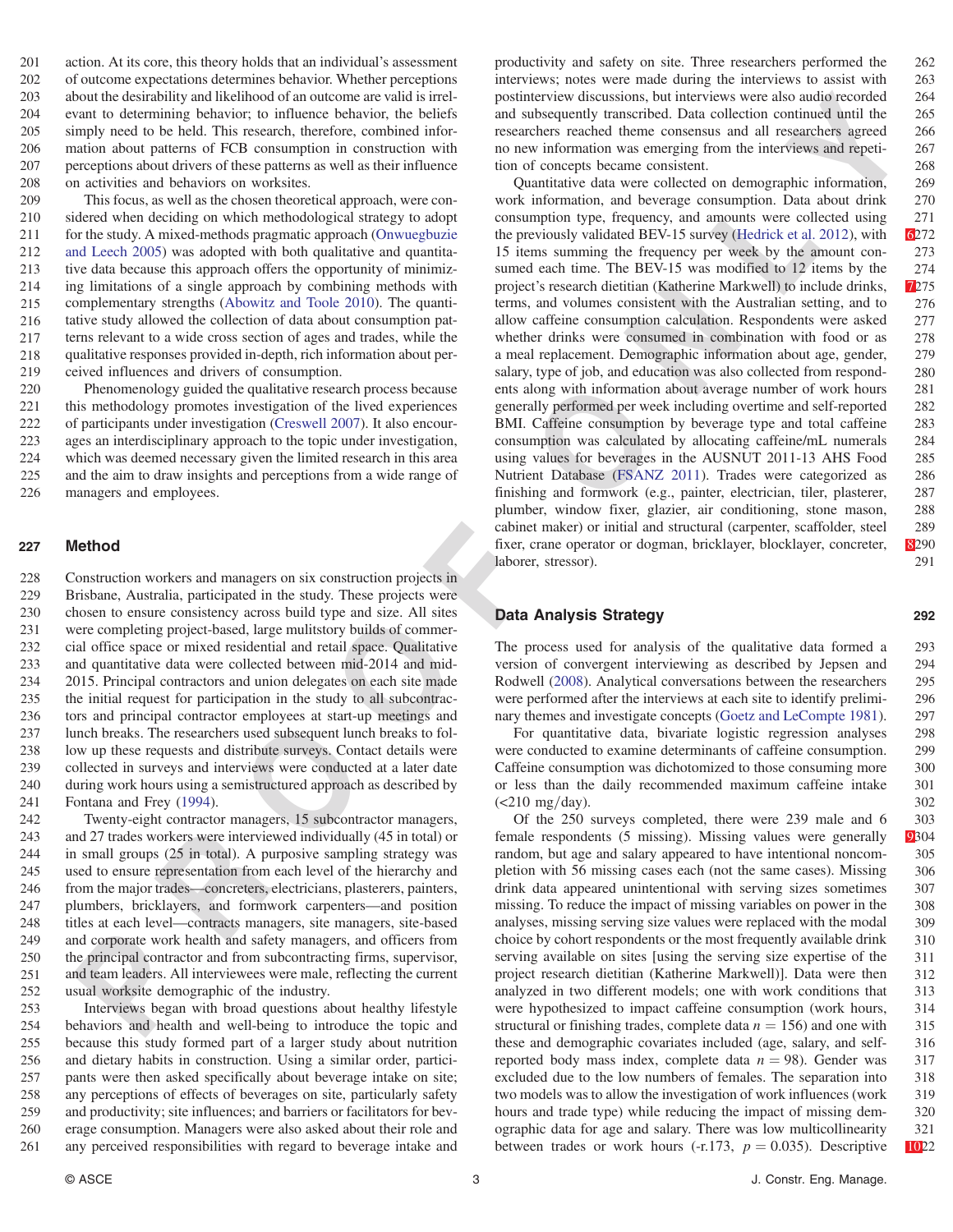action. At its core, this theory holds that an individual's assessment of outcome expectations determines behavior. Whether perceptions about the desirability and likelihood of an outcome are valid is irrelevant to determining behavior; to influence behavior, the beliefs simply need to be held. This research, therefore, combined information about patterns of FCB consumption in construction with perceptions about drivers of these patterns as well as their influence on activities and behaviors on worksites.

This focus, as well as the chosen theoretical approach, were considered when deciding on which methodological strategy to adopt for the study. A mixed-methods pragmatic approach (Onwuegbuzie and Leech 2005) was adopted with both qualitative and quantitative data because this approach offers the opportunity of minimizing limitations of a single approach by combining methods with complementary strengths (Abowitz and Toole 2010). The quantitative study allowed the collection of data about consumption patterns relevant to a wide cross section of ages and trades, while the qualitative responses provided in-depth, rich information about perceived influences and drivers of consumption.

Phenomenology guided the qualitative research process because this methodology promotes investigation of the lived experiences of participants under investigation (Creswell 2007). It also encourages an interdisciplinary approach to the topic under investigation, which was deemed necessary given the limited research in this area and the aim to draw insights and perceptions from a wide range of managers and employees.

## Method

Construction workers and managers on six construction projects in Brisbane, Australia, participated in the study. These projects were chosen to ensure consistency across build type and size. All sites were completing project-based, large mulitstory builds of commercial office space or mixed residential and retail space. Qualitative and quantitative data were collected between mid-2014 and mid-2015. Principal contractors and union delegates on each site made the initial request for participation in the study to all subcontractors and principal contractor employees at start-up meetings and lunch breaks. The researchers used subsequent lunch breaks to follow up these requests and distribute surveys. Contact details were collected in surveys and interviews were conducted at a later date during work hours using a semistructured approach as described by Fontana and Frey (1994).

Twenty-eight contractor managers, 15 subcontractor managers, and 27 trades workers were interviewed individually (45 in total) or in small groups (25 in total). A purposive sampling strategy was used to ensure representation from each level of the hierarchy and from the major trades—concreters, electricians, plasterers, painters, plumbers, bricklayers, and formwork carpenters—and position titles at each level—contracts managers, site managers, site-based and corporate work health and safety managers, and officers from the principal contractor and from subcontracting firms, supervisor, and team leaders. All interviewees were male, reflecting the current usual worksite demographic of the industry.

Interviews began with broad questions about healthy lifestyle behaviors and health and well-being to introduce the topic and because this study formed part of a larger study about nutrition and dietary habits in construction. Using a similar order, participants were then asked specifically about beverage intake on site; any perceptions of effects of beverages on site, particularly safety and productivity; site influences; and barriers or facilitators for beverage consumption. Managers were also asked about their role and any perceived responsibilities with regard to beverage intake and productivity and safety on site. Three researchers performed the interviews; notes were made during the interviews to assist with postinterview discussions, but interviews were also audio recorded and subsequently transcribed. Data collection continued until the researchers reached theme consensus and all researchers agreed no new information was emerging from the interviews and repetition of concepts became consistent.

Quantitative data were collected on demographic information, work information, and beverage consumption. Data about drink consumption type, frequency, and amounts were collected using the previously validated BEV-15 survey (Hedrick et al. 2012), with 15 items summing the frequency per week by the amount consumed each time. The BEV-15 was modified to 12 items by the project's research dietitian (Katherine Markwell) to include drinks, terms, and volumes consistent with the Australian setting, and to allow caffeine consumption calculation. Respondents were asked whether drinks were consumed in combination with food or as a meal replacement. Demographic information about age, gender, salary, type of job, and education was also collected from respondents along with information about average number of work hours generally performed per week including overtime and self-reported BMI. Caffeine consumption by beverage type and total caffeine consumption was calculated by allocating caffeine/mL numerals using values for beverages in the AUSNUT 2011-13 AHS Food Nutrient Database (FSANZ 2011). Trades were categorized as finishing and formwork (e.g., painter, electrician, tiler, plasterer, plumber, window fixer, glazier, air conditioning, stone mason, cabinet maker) or initial and structural (carpenter, scaffolder, steel fixer, crane operator or dogman, bricklayer, blocklayer, concreter, laborer, stressor).

## Data Analysis Strategy

The process used for analysis of the qualitative data formed a version of convergent interviewing as described by Jepsen and Rodwell (2008). Analytical conversations between the researchers were performed after the interviews at each site to identify preliminary themes and investigate concepts (Goetz and LeCompte 1981).

For quantitative data, bivariate logistic regression analyses were conducted to examine determinants of caffeine consumption. Caffeine consumption was dichotomized to those consuming more or less than the daily recommended maximum caffeine intake ($<210$ mg/day).

Of the 250 surveys completed, there were 239 male and 6 female respondents (5 missing). Missing values were generally random, but age and salary appeared to have intentional noncompletion with 56 missing cases each (not the same cases). Missing drink data appeared unintentional with serving sizes sometimes missing. To reduce the impact of missing variables on power in the analyses, missing serving size values were replaced with the modal choice by cohort respondents or the most frequently available drink serving available on sites [using the serving size expertise of the project research dietitian (Katherine Markwell)]. Data were then analyzed in two different models; one with work conditions that were hypothesized to impact caffeine consumption (work hours, structural or finishing trades, complete data $n = 156$) and one with these and demographic covariates included (age, salary, and self-reported body mass index, complete data $n = 98$). Gender was excluded due to the low numbers of females. The separation into two models was to allow the investigation of work influences (work hours and trade type) while reducing the impact of missing demographic data for age and salary. There was low multicollinearity between trades or work hours (-r.173, $p = 0.035$). Descriptive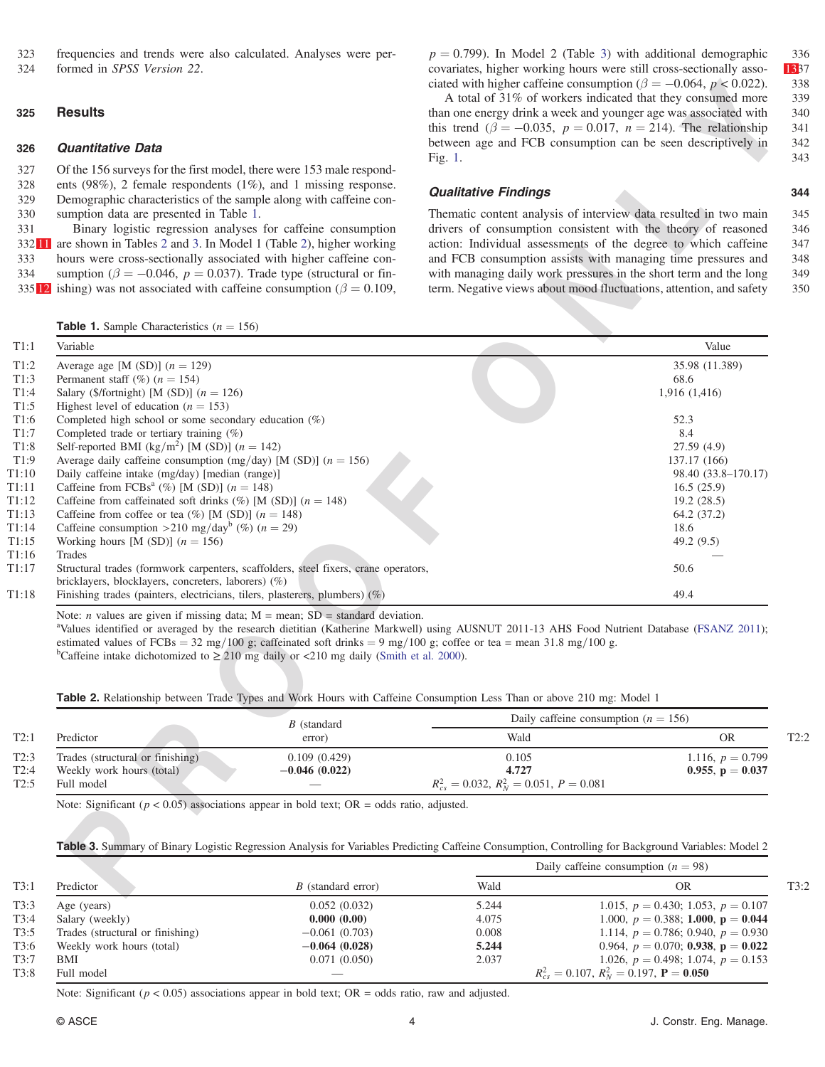frequencies and trends were also calculated. Analyses were performed in *SPSS Version 22*.

## Results

### Quantitative Data

Of the 156 surveys for the first model, there were 153 male respondents (98%), 2 female respondents (1%), and 1 missing response. Demographic characteristics of the sample along with caffeine consumption data are presented in Table 1.

Binary logistic regression analyses for caffeine consumption are shown in Tables 2 and 3. In Model 1 (Table 2), higher working hours were cross-sectionally associated with higher caffeine consumption ($\beta = -0.046$, $p = 0.037$). Trade type (structural or finishing) was not associated with caffeine consumption ($\beta = 0.109$, $p = 0.799$). In Model 2 (Table 3) with additional demographic covariates, higher working hours were still cross-sectionally associated with higher caffeine consumption ($\beta = -0.064$, $p < 0.022$).

A total of 31% of workers indicated that they consumed more than one energy drink a week and younger age was associated with this trend ($\beta = -0.035$, $p = 0.017$, $n = 214$). The relationship between age and FCB consumption can be seen descriptively in Fig. 1.

### Qualitative Findings

Thematic content analysis of interview data resulted in two main drivers of consumption consistent with the theory of reasoned action: Individual assessments of the degree to which caffeine and FCB consumption assists with managing time pressures and with managing daily work pressures in the short term and the long term. Negative views about mood fluctuations, attention, and safety

**Table 1.** Sample Characteristics ($n = 156$)

| Variable | Value |
|---|---|
| Average age [M (SD)] ($n = 129$) | 35.98 (11.389) |
| Permanent staff (%) ($n = 154$) | 68.6 |
| Salary ($/fortnight) [M (SD)] ($n = 126$) | 1,916 (1,416) |
| Highest level of education ($n = 153$) | |
| Completed high school or some secondary education (%) | 52.3 |
| Completed trade or tertiary training (%) | 8.4 |
| Self-reported BMI (kg/m$^2$) [M (SD)] ($n = 142$) | 27.59 (4.9) |
| Average daily caffeine consumption (mg/day) [M (SD)] ($n = 156$) | 137.17 (166) |
| Daily caffeine intake (mg/day) [median (range)] | 98.40 (33.8–170.17) |
| Caffeine from FCBs[a] (%) [M (SD)] ($n = 148$) | 16.5 (25.9) |
| Caffeine from caffeinated soft drinks (%) [M (SD)] ($n = 148$) | 19.2 (28.5) |
| Caffeine from coffee or tea (%) [M (SD)] ($n = 148$) | 64.2 (37.2) |
| Caffeine consumption >210 mg/day[b] (%) ($n = 29$) | 18.6 |
| Working hours [M (SD)] ($n = 156$) | 49.2 (9.5) |
| Trades | — |
| Structural trades (formwork carpenters, scaffolders, steel fixers, crane operators, bricklayers, blocklayers, concreters, laborers) (%) | 50.6 |
| Finishing trades (painters, electricians, tilers, plasterers, plumbers) (%) | 49.4 |

Note: $n$ values are given if missing data; M = mean; SD = standard deviation.
[a]Values identified or averaged by the research dietitian (Katherine Markwell) using AUSNUT 2011-13 AHS Food Nutrient Database (FSANZ 2011); estimated values of FCBs = 32 mg/100 g; caffeinated soft drinks = 9 mg/100 g; coffee or tea = mean 31.8 mg/100 g.
[b]Caffeine intake dichotomized to ≥ 210 mg daily or <210 mg daily (Smith et al. 2000).

**Table 2.** Relationship between Trade Types and Work Hours with Caffeine Consumption Less Than or above 210 mg: Model 1

| Predictor | B (standard error) | Daily caffeine consumption ($n = 156$) Wald | OR |
|---|---|---|---|
| Trades (structural or finishing) | 0.109 (0.429) | 0.105 | 1.116, $p = 0.799$ |
| Weekly work hours (total) | **−0.046 (0.022)** | **4.727** | **0.955, p = 0.037** |
| Full model | — | $R^2_{cs} = 0.032$, $R^2_N = 0.051$, $P = 0.081$ | |

Note: Significant ($p < 0.05$) associations appear in bold text; OR = odds ratio, adjusted.

**Table 3.** Summary of Binary Logistic Regression Analysis for Variables Predicting Caffeine Consumption, Controlling for Background Variables: Model 2

| Predictor | B (standard error) | Daily caffeine consumption ($n = 98$) Wald | OR |
|---|---|---|---|
| Age (years) | 0.052 (0.032) | 5.244 | 1.015, $p = 0.430$; 1.053, $p = 0.107$ |
| Salary (weekly) | **0.000 (0.00)** | 4.075 | 1.000, $p = 0.388$; **1.000, p = 0.044** |
| Trades (structural or finishing) | −0.061 (0.703) | 0.008 | 1.114, $p = 0.786$; 0.940, $p = 0.930$ |
| Weekly work hours (total) | **−0.064 (0.028)** | **5.244** | 0.964, $p = 0.070$; **0.938, p = 0.022** |
| BMI | 0.071 (0.050) | 2.037 | 1.026, $p = 0.498$; 1.074, $p = 0.153$ |
| Full model | — | | $R^2_{cs} = 0.107$, $R^2_N = 0.197$, **P = 0.050** |

Note: Significant ($p < 0.05$) associations appear in bold text; OR = odds ratio, raw and adjusted.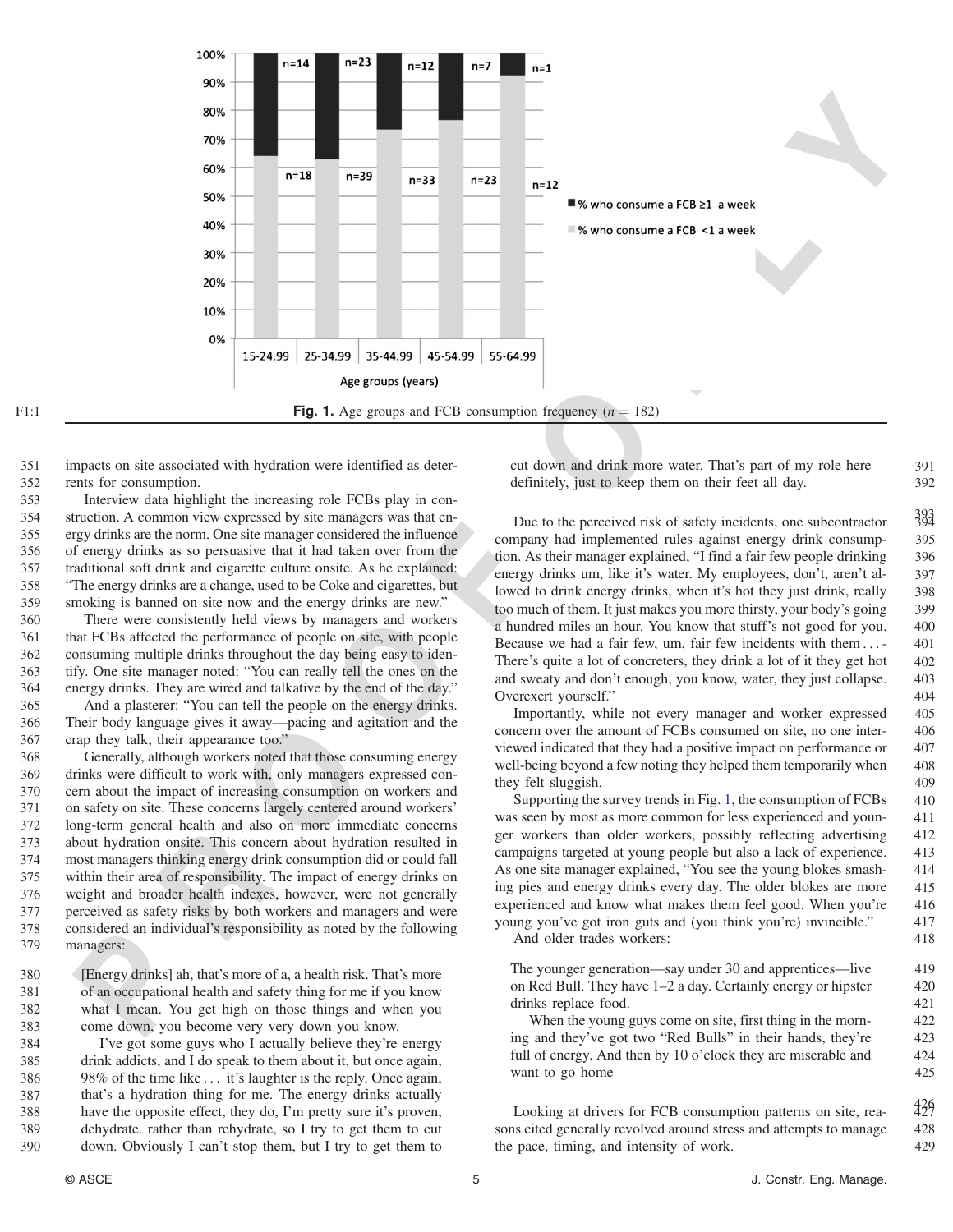Fig. 1. Age groups and FCB consumption frequency ($n = 182$)

impacts on site associated with hydration were identified as deterrents for consumption.

Interview data highlight the increasing role FCBs play in construction. A common view expressed by site managers was that energy drinks are the norm. One site manager considered the influence of energy drinks as so persuasive that it had taken over from the traditional soft drink and cigarette culture onsite. As he explained: "The energy drinks are a change, used to be Coke and cigarettes, but smoking is banned on site now and the energy drinks are new."

There were consistently held views by managers and workers that FCBs affected the performance of people on site, with people consuming multiple drinks throughout the day being easy to identify. One site manager noted: "You can really tell the ones on the energy drinks. They are wired and talkative by the end of the day."

And a plasterer: "You can tell the people on the energy drinks. Their body language gives it away—pacing and agitation and the crap they talk; their appearance too."

Generally, although workers noted that those consuming energy drinks were difficult to work with, only managers expressed concern about the impact of increasing consumption on workers and on safety on site. These concerns largely centered around workers' long-term general health and also on more immediate concerns about hydration onsite. This concern about hydration resulted in most managers thinking energy drink consumption did or could fall within their area of responsibility. The impact of energy drinks on weight and broader health indexes, however, were not generally perceived as safety risks by both workers and managers and were considered an individual's responsibility as noted by the following managers:

> [Energy drinks] ah, that's more of a, a health risk. That's more of an occupational health and safety thing for me if you know what I mean. You get high on those things and when you come down, you become very very down you know.
>
> I've got some guys who I actually believe they're energy drink addicts, and I do speak to them about it, but once again, 98% of the time like ... it's laughter is the reply. Once again, that's a hydration thing for me. The energy drinks actually have the opposite effect, they do, I'm pretty sure it's proven, dehydrate. rather than rehydrate, so I try to get them to cut down. Obviously I can't stop them, but I try to get them to cut down and drink more water. That's part of my role here definitely, just to keep them on their feet all day.

Due to the perceived risk of safety incidents, one subcontractor company had implemented rules against energy drink consumption. As their manager explained, "I find a fair few people drinking energy drinks um, like it's water. My employees, don't, aren't allowed to drink energy drinks, when it's hot they just drink, really too much of them. It just makes you more thirsty, your body's going a hundred miles an hour. You know that stuff's not good for you. Because we had a fair few, um, fair few incidents with them ... - There's quite a lot of concreters, they drink a lot of it they get hot and sweaty and don't enough, you know, water, they just collapse. Overexert yourself."

Importantly, while not every manager and worker expressed concern over the amount of FCBs consumed on site, no one interviewed indicated that they had a positive impact on performance or well-being beyond a few noting they helped them temporarily when they felt sluggish.

Supporting the survey trends in Fig. 1, the consumption of FCBs was seen by most as more common for less experienced and younger workers than older workers, possibly reflecting advertising campaigns targeted at young people but also a lack of experience. As one site manager explained, "You see the young blokes smashing pies and energy drinks every day. The older blokes are more experienced and know what makes them feel good. When you're young you've got iron guts and (you think you're) invincible."

And older trades workers:

> The younger generation—say under 30 and apprentices—live on Red Bull. They have 1–2 a day. Certainly energy or hipster drinks replace food.
>
> When the young guys come on site, first thing in the morning and they've got two "Red Bulls" in their hands, they're full of energy. And then by 10 o'clock they are miserable and want to go home

Looking at drivers for FCB consumption patterns on site, reasons cited generally revolved around stress and attempts to manage the pace, timing, and intensity of work.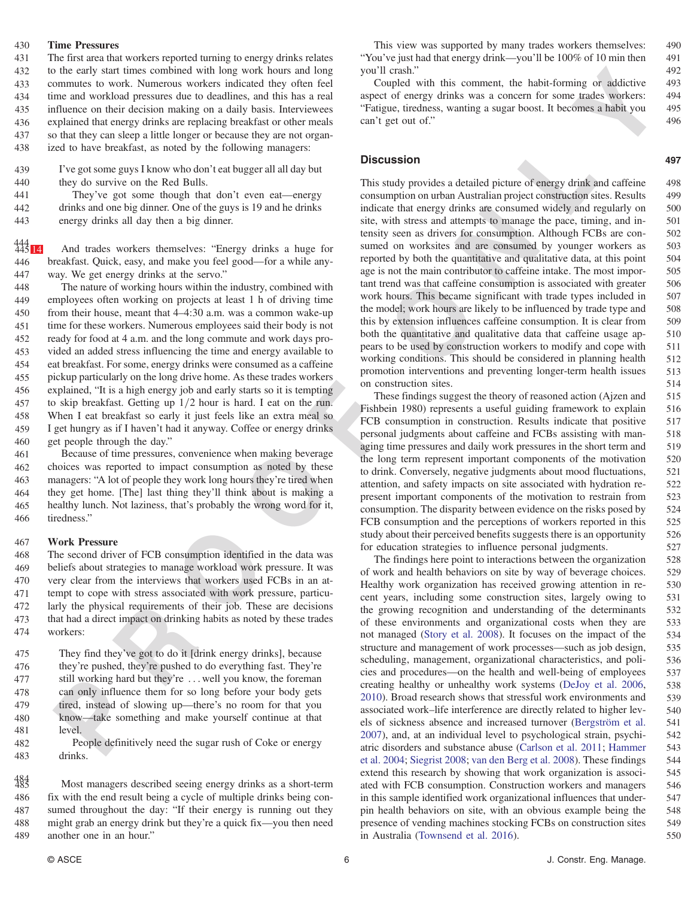### Time Pressures

The first area that workers reported turning to energy drinks relates to the early start times combined with long work hours and long commutes to work. Numerous workers indicated they often feel time and workload pressures due to deadlines, and this has a real influence on their decision making on a daily basis. Interviewees explained that energy drinks are replacing breakfast or other meals so that they can sleep a little longer or because they are not organized to have breakfast, as noted by the following managers:

> I've got some guys I know who don't eat bugger all all day but they do survive on the Red Bulls.
>
> They've got some though that don't even eat—energy drinks and one big dinner. One of the guys is 19 and he drinks energy drinks all day then a big dinner.

And trades workers themselves: "Energy drinks a huge for breakfast. Quick, easy, and make you feel good—for a while anyway. We get energy drinks at the servo."

The nature of working hours within the industry, combined with employees often working on projects at least 1 h of driving time from their house, meant that 4–4:30 a.m. was a common wake-up time for these workers. Numerous employees said their body is not ready for food at 4 a.m. and the long commute and work days provided an added stress influencing the time and energy available to eat breakfast. For some, energy drinks were consumed as a caffeine pickup particularly on the long drive home. As these trades workers explained, "It is a high energy job and early starts so it is tempting to skip breakfast. Getting up 1/2 hour is hard. I eat on the run. When I eat breakfast so early it just feels like an extra meal so I get hungry as if I haven't had it anyway. Coffee or energy drinks get people through the day."

Because of time pressures, convenience when making beverage choices was reported to impact consumption as noted by these managers: "A lot of people they work long hours they're tired when they get home. [The] last thing they'll think about is making a healthy lunch. Not laziness, that's probably the wrong word for it, tiredness."

### Work Pressure

The second driver of FCB consumption identified in the data was beliefs about strategies to manage workload work pressure. It was very clear from the interviews that workers used FCBs in an attempt to cope with stress associated with work pressure, particularly the physical requirements of their job. These are decisions that had a direct impact on drinking habits as noted by these trades workers:

> They find they've got to do it [drink energy drinks], because they're pushed, they're pushed to do everything fast. They're still working hard but they're ... well you know, the foreman can only influence them for so long before your body gets tired, instead of slowing up—there's no room for that you know—take something and make yourself continue at that level.
>
> People definitively need the sugar rush of Coke or energy drinks.

Most managers described seeing energy drinks as a short-term fix with the end result being a cycle of multiple drinks being consumed throughout the day: "If their energy is running out they might grab an energy drink but they're a quick fix—you then need another one in an hour."

This view was supported by many trades workers themselves: "You've just had that energy drink—you'll be 100% of 10 min then you'll crash."

Coupled with this comment, the habit-forming or addictive aspect of energy drinks was a concern for some trades workers: "Fatigue, tiredness, wanting a sugar boost. It becomes a habit you can't get out of."

## Discussion

This study provides a detailed picture of energy drink and caffeine consumption on urban Australian project construction sites. Results indicate that energy drinks are consumed widely and regularly on site, with stress and attempts to manage the pace, timing, and intensity seen as drivers for consumption. Although FCBs are consumed on worksites and are consumed by younger workers as reported by both the quantitative and qualitative data, at this point age is not the main contributor to caffeine intake. The most important trend was that caffeine consumption is associated with greater work hours. This became significant with trade types included in the model; work hours are likely to be influenced by trade type and this by extension influences caffeine consumption. It is clear from both the quantitative and qualitative data that caffeine usage appears to be used by construction workers to modify and cope with working conditions. This should be considered in planning health promotion interventions and preventing longer-term health issues on construction sites.

These findings suggest the theory of reasoned action (Ajzen and Fishbein 1980) represents a useful guiding framework to explain FCB consumption in construction. Results indicate that positive personal judgments about caffeine and FCBs assisting with managing time pressures and daily work pressures in the short term and the long term represent important components of the motivation to drink. Conversely, negative judgments about mood fluctuations, attention, and safety impacts on site associated with hydration represent important components of the motivation to restrain from consumption. The disparity between evidence on the risks posed by FCB consumption and the perceptions of workers reported in this study about their perceived benefits suggests there is an opportunity for education strategies to influence personal judgments.

The findings here point to interactions between the organization of work and health behaviors on site by way of beverage choices. Healthy work organization has received growing attention in recent years, including some construction sites, largely owing to the growing recognition and understanding of the determinants of these environments and organizational costs when they are not managed (Story et al. 2008). It focuses on the impact of the structure and management of work processes—such as job design, scheduling, management, organizational characteristics, and policies and procedures—on the health and well-being of employees creating healthy or unhealthy work systems (DeJoy et al. 2006, 2010). Broad research shows that stressful work environments and associated work–life interference are directly related to higher levels of sickness absence and increased turnover (Bergström et al. 2007), and, at an individual level to psychological strain, psychiatric disorders and substance abuse (Carlson et al. 2011; Hammer et al. 2004; Siegrist 2008; van den Berg et al. 2008). These findings extend this research by showing that work organization is associated with FCB consumption. Construction workers and managers in this sample identified work organizational influences that underpin health behaviors on site, with an obvious example being the presence of vending machines stocking FCBs on construction sites in Australia (Townsend et al. 2016).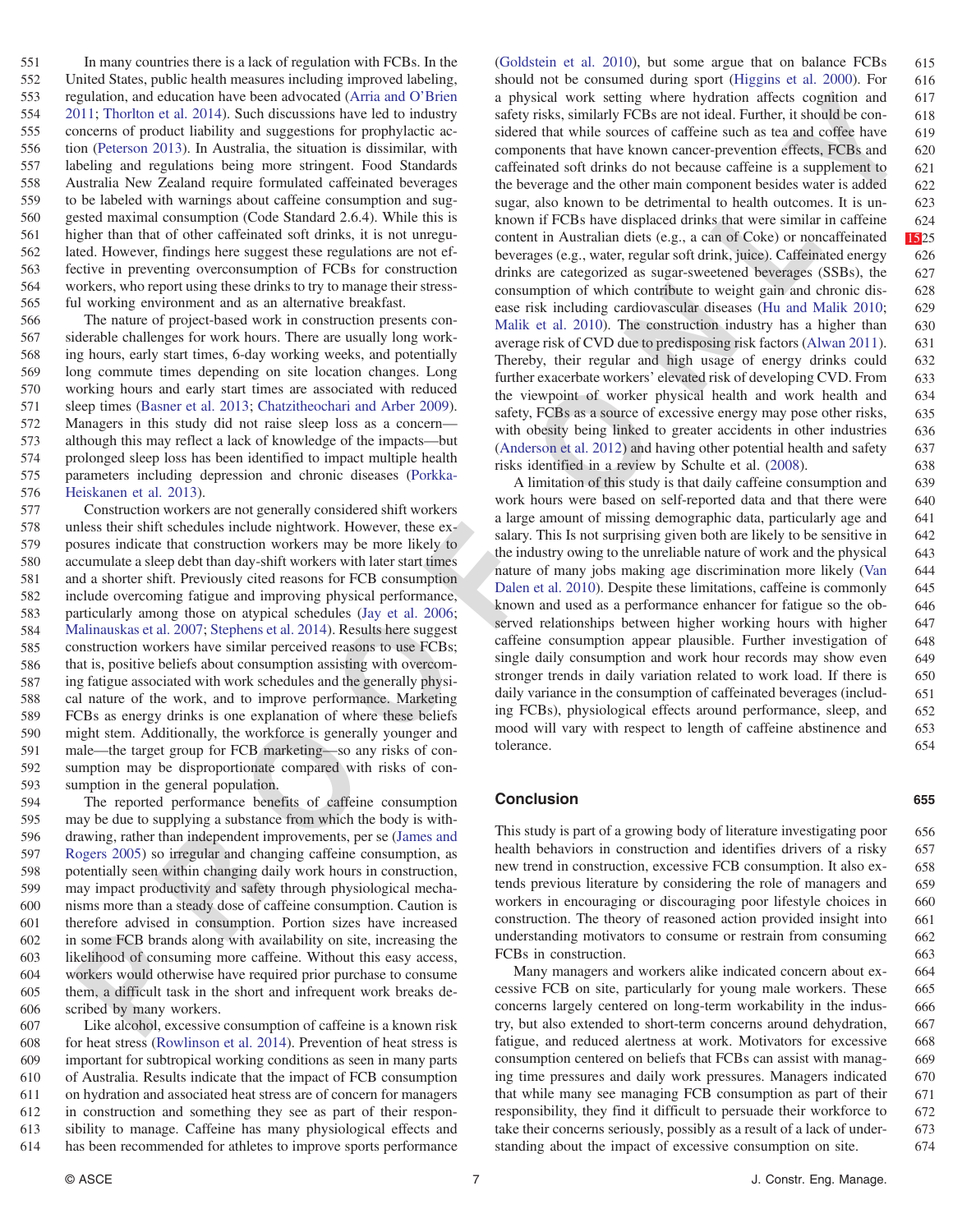In many countries there is a lack of regulation with FCBs. In the United States, public health measures including improved labeling, regulation, and education have been advocated (Arria and O'Brien 2011; Thorlton et al. 2014). Such discussions have led to industry concerns of product liability and suggestions for prophylactic action (Peterson 2013). In Australia, the situation is dissimilar, with labeling and regulations being more stringent. Food Standards Australia New Zealand require formulated caffeinated beverages to be labeled with warnings about caffeine consumption and suggested maximal consumption (Code Standard 2.6.4). While this is higher than that of other caffeinated soft drinks, it is not unregulated. However, findings here suggest these regulations are not effective in preventing overconsumption of FCBs for construction workers, who report using these drinks to try to manage their stressful working environment and as an alternative breakfast.

The nature of project-based work in construction presents considerable challenges for work hours. There are usually long working hours, early start times, 6-day working weeks, and potentially long commute times depending on site location changes. Long working hours and early start times are associated with reduced sleep times (Basner et al. 2013; Chatzitheochari and Arber 2009). Managers in this study did not raise sleep loss as a concern—although this may reflect a lack of knowledge of the impacts—but prolonged sleep loss has been identified to impact multiple health parameters including depression and chronic diseases (Porkka-Heiskanen et al. 2013).

Construction workers are not generally considered shift workers unless their shift schedules include nightwork. However, these exposures indicate that construction workers may be more likely to accumulate a sleep debt than day-shift workers with later start times and a shorter shift. Previously cited reasons for FCB consumption include overcoming fatigue and improving physical performance, particularly among those on atypical schedules (Jay et al. 2006; Malinauskas et al. 2007; Stephens et al. 2014). Results here suggest construction workers have similar perceived reasons to use FCBs; that is, positive beliefs about consumption assisting with overcoming fatigue associated with work schedules and the generally physical nature of the work, and to improve performance. Marketing FCBs as energy drinks is one explanation of where these beliefs might stem. Additionally, the workforce is generally younger and male—the target group for FCB marketing—so any risks of consumption may be disproportionate compared with risks of consumption in the general population.

The reported performance benefits of caffeine consumption may be due to supplying a substance from which the body is withdrawing, rather than independent improvements, per se (James and Rogers 2005) so irregular and changing caffeine consumption, as potentially seen within changing daily work hours in construction, may impact productivity and safety through physiological mechanisms more than a steady dose of caffeine consumption. Caution is therefore advised in consumption. Portion sizes have increased in some FCB brands along with availability on site, increasing the likelihood of consuming more caffeine. Without this easy access, workers would otherwise have required prior purchase to consume them, a difficult task in the short and infrequent work breaks described by many workers.

Like alcohol, excessive consumption of caffeine is a known risk for heat stress (Rowlinson et al. 2014). Prevention of heat stress is important for subtropical working conditions as seen in many parts of Australia. Results indicate that the impact of FCB consumption on hydration and associated heat stress are of concern for managers in construction and something they see as part of their responsibility to manage. Caffeine has many physiological effects and has been recommended for athletes to improve sports performance (Goldstein et al. 2010), but some argue that on balance FCBs should not be consumed during sport (Higgins et al. 2000). For a physical work setting where hydration affects cognition and safety risks, similarly FCBs are not ideal. Further, it should be considered that while sources of caffeine such as tea and coffee have components that have known cancer-prevention effects, FCBs and caffeinated soft drinks do not because caffeine is a supplement to the beverage and the other main component besides water is added sugar, also known to be detrimental to health outcomes. It is unknown if FCBs have displaced drinks that were similar in caffeine content in Australian diets (e.g., a can of Coke) or noncaffeinated beverages (e.g., water, regular soft drink, juice). Caffeinated energy drinks are categorized as sugar-sweetened beverages (SSBs), the consumption of which contribute to weight gain and chronic disease risk including cardiovascular diseases (Hu and Malik 2010; Malik et al. 2010). The construction industry has a higher than average risk of CVD due to predisposing risk factors (Alwan 2011). Thereby, their regular and high usage of energy drinks could further exacerbate workers' elevated risk of developing CVD. From the viewpoint of worker physical health and work health and safety, FCBs as a source of excessive energy may pose other risks, with obesity being linked to greater accidents in other industries (Anderson et al. 2012) and having other potential health and safety risks identified in a review by Schulte et al. (2008).

A limitation of this study is that daily caffeine consumption and work hours were based on self-reported data and that there were a large amount of missing demographic data, particularly age and salary. This Is not surprising given both are likely to be sensitive in the industry owing to the unreliable nature of work and the physical nature of many jobs making age discrimination more likely (Van Dalen et al. 2010). Despite these limitations, caffeine is commonly known and used as a performance enhancer for fatigue so the observed relationships between higher working hours with higher caffeine consumption appear plausible. Further investigation of single daily consumption and work hour records may show even stronger trends in daily variation related to work load. If there is daily variance in the consumption of caffeinated beverages (including FCBs), physiological effects around performance, sleep, and mood will vary with respect to length of caffeine abstinence and tolerance.

## Conclusion

This study is part of a growing body of literature investigating poor health behaviors in construction and identifies drivers of a risky new trend in construction, excessive FCB consumption. It also extends previous literature by considering the role of managers and workers in encouraging or discouraging poor lifestyle choices in construction. The theory of reasoned action provided insight into understanding motivators to consume or restrain from consuming FCBs in construction.

Many managers and workers alike indicated concern about excessive FCB on site, particularly for young male workers. These concerns largely centered on long-term workability in the industry, but also extended to short-term concerns around dehydration, fatigue, and reduced alertness at work. Motivators for excessive consumption centered on beliefs that FCBs can assist with managing time pressures and daily work pressures. Managers indicated that while many see managing FCB consumption as part of their responsibility, they find it difficult to persuade their workforce to take their concerns seriously, possibly as a result of a lack of understanding about the impact of excessive consumption on site.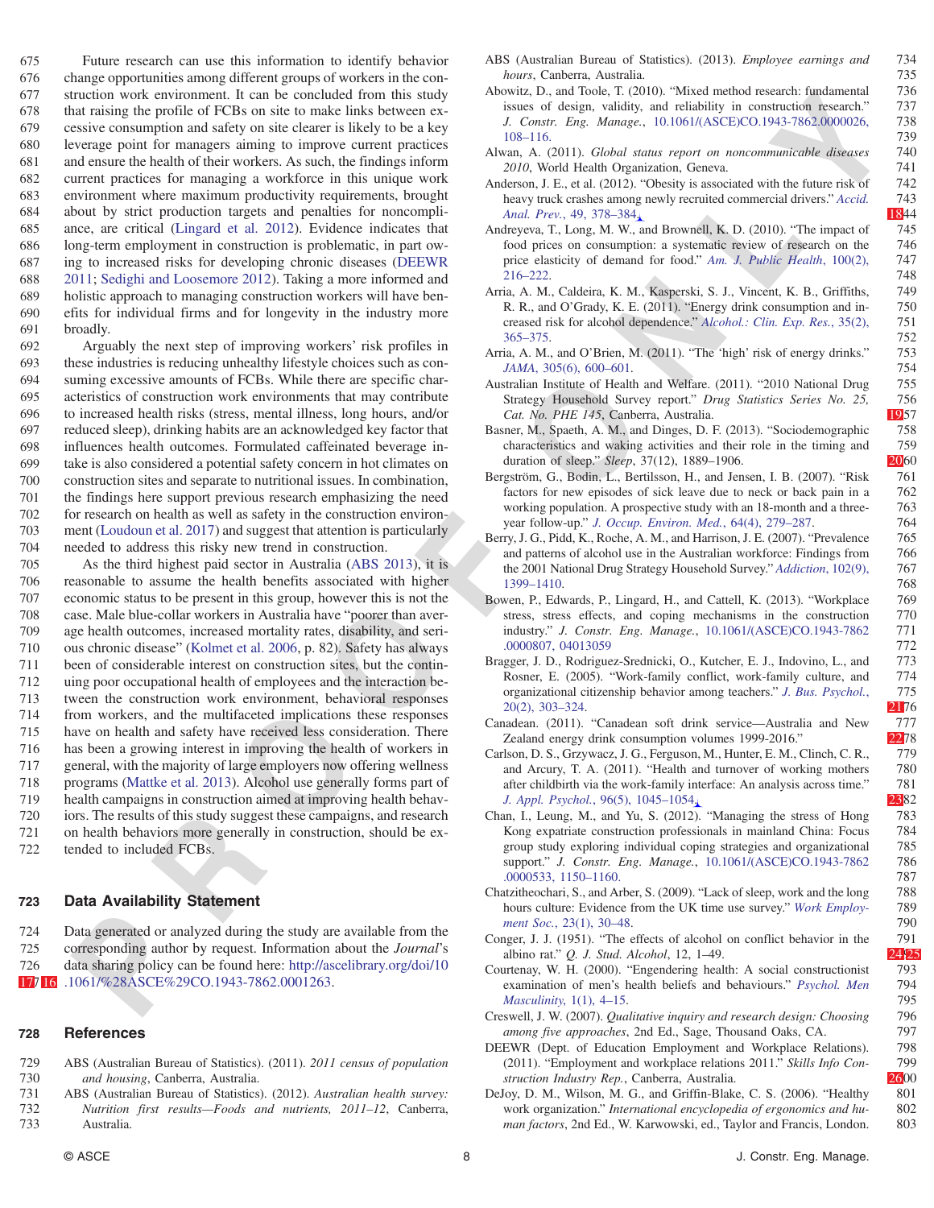Future research can use this information to identify behavior change opportunities among different groups of workers in the construction work environment. It can be concluded from this study that raising the profile of FCBs on site to make links between excessive consumption and safety on site clearer is likely to be a key leverage point for managers aiming to improve current practices and ensure the health of their workers. As such, the findings inform current practices for managing a workforce in this unique work environment where maximum productivity requirements, brought about by strict production targets and penalties for noncompliance, are critical (Lingard et al. 2012). Evidence indicates that long-term employment in construction is problematic, in part owing to increased risks for developing chronic diseases (DEEWR 2011; Sedighi and Loosemore 2012). Taking a more informed and holistic approach to managing construction workers will have benefits for individual firms and for longevity in the industry more broadly.

Arguably the next step of improving workers' risk profiles in these industries is reducing unhealthy lifestyle choices such as consuming excessive amounts of FCBs. While there are specific characteristics of construction work environments that may contribute to increased health risks (stress, mental illness, long hours, and/or reduced sleep), drinking habits are an acknowledged key factor that influences health outcomes. Formulated caffeinated beverage intake is also considered a potential safety concern in hot climates on construction sites and separate to nutritional issues. In combination, the findings here support previous research emphasizing the need for research on health as well as safety in the construction environment (Loudoun et al. 2017) and suggest that attention is particularly needed to address this risky new trend in construction.

As the third highest paid sector in Australia (ABS 2013), it is reasonable to assume the health benefits associated with higher economic status to be present in this group, however this is not the case. Male blue-collar workers in Australia have "poorer than average health outcomes, increased mortality rates, disability, and serious chronic disease" (Kolmet et al. 2006, p. 82). Safety has always been of considerable interest on construction sites, but the continuing poor occupational health of employees and the interaction between the construction work environment, behavioral responses from workers, and the multifaceted implications these responses have on health and safety have received less consideration. There has been a growing interest in improving the health of workers in general, with the majority of large employers now offering wellness programs (Mattke et al. 2013). Alcohol use generally forms part of health campaigns in construction aimed at improving health behaviors. The results of this study suggest these campaigns, and research on health behaviors more generally in construction, should be extended to included FCBs.

## Data Availability Statement

Data generated or analyzed during the study are available from the corresponding author by request. Information about the *Journal*'s data sharing policy can be found here: http://ascelibrary.org/doi/10.1061/%28ASCE%29CO.1943-7862.0001263.

## References

ABS (Australian Bureau of Statistics). (2011). *2011 census of population and housing*, Canberra, Australia.

ABS (Australian Bureau of Statistics). (2012). *Australian health survey: Nutrition first results—Foods and nutrients, 2011–12*, Canberra, Australia.

ABS (Australian Bureau of Statistics). (2013). *Employee earnings and hours*, Canberra, Australia.

Abowitz, D., and Toole, T. (2010). "Mixed method research: fundamental issues of design, validity, and reliability in construction research." *J. Constr. Eng. Manage.*, 10.1061/(ASCE)CO.1943-7862.0000026, 108–116.

Alwan, A. (2011). *Global status report on noncommunicable diseases 2010*, World Health Organization, Geneva.

Anderson, J. E., et al. (2012). "Obesity is associated with the future risk of heavy truck crashes among newly recruited commercial drivers." *Accid. Anal. Prev.*, 49, 378–384.

Andreyeva, T., Long, M. W., and Brownell, K. D. (2010). "The impact of food prices on consumption: a systematic review of research on the price elasticity of demand for food." *Am. J. Public Health*, 100(2), 216–222.

Arria, A. M., Caldeira, K. M., Kasperski, S. J., Vincent, K. B., Griffiths, R. R., and O'Grady, K. E. (2011). "Energy drink consumption and increased risk for alcohol dependence." *Alcohol.: Clin. Exp. Res.*, 35(2), 365–375.

Arria, A. M., and O'Brien, M. (2011). "The 'high' risk of energy drinks." *JAMA*, 305(6), 600–601.

Australian Institute of Health and Welfare. (2011). "2010 National Drug Strategy Household Survey report." *Drug Statistics Series No. 25, Cat. No. PHE 145*, Canberra, Australia.

Basner, M., Spaeth, A. M., and Dinges, D. F. (2013). "Sociodemographic characteristics and waking activities and their role in the timing and duration of sleep." *Sleep*, 37(12), 1889–1906.

Bergström, G., Bodin, L., Bertilsson, H., and Jensen, I. B. (2007). "Risk factors for new episodes of sick leave due to neck or back pain in a working population. A prospective study with an 18-month and a three-year follow-up." *J. Occup. Environ. Med.*, 64(4), 279–287.

Berry, J. G., Pidd, K., Roche, A. M., and Harrison, J. E. (2007). "Prevalence and patterns of alcohol use in the Australian workforce: Findings from the 2001 National Drug Strategy Household Survey." *Addiction*, 102(9), 1399–1410.

Bowen, P., Edwards, P., Lingard, H., and Cattell, K. (2013). "Workplace stress, stress effects, and coping mechanisms in the construction industry." *J. Constr. Eng. Manage.*, 10.1061/(ASCE)CO.1943-7862.0000807, 04013059

Bragger, J. D., Rodriguez-Srednicki, O., Kutcher, E. J., Indovino, L., and Rosner, E. (2005). "Work-family conflict, work-family culture, and organizational citizenship behavior among teachers." *J. Bus. Psychol.*, 20(2), 303–324.

Canadean. (2011). "Canadean soft drink service—Australia and New Zealand energy drink consumption volumes 1999-2016."

Carlson, D. S., Grzywacz, J. G., Ferguson, M., Hunter, E. M., Clinch, C. R., and Arcury, T. A. (2011). "Health and turnover of working mothers after childbirth via the work-family interface: An analysis across time." *J. Appl. Psychol.*, 96(5), 1045–1054.

Chan, I., Leung, M., and Yu, S. (2012). "Managing the stress of Hong Kong expatriate construction professionals in mainland China: Focus group study exploring individual coping strategies and organizational support." *J. Constr. Eng. Manage.*, 10.1061/(ASCE)CO.1943-7862.0000533, 1150–1160.

Chatzitheochari, S., and Arber, S. (2009). "Lack of sleep, work and the long hours culture: Evidence from the UK time use survey." *Work Employment Soc.*, 23(1), 30–48.

Conger, J. J. (1951). "The effects of alcohol on conflict behavior in the albino rat." *Q. J. Stud. Alcohol*, 12, 1–49.

Courtenay, W. H. (2000). "Engendering health: A social constructionist examination of men's health beliefs and behaviours." *Psychol. Men Masculinity*, 1(1), 4–15.

Creswell, J. W. (2007). *Qualitative inquiry and research design: Choosing among five approaches*, 2nd Ed., Sage, Thousand Oaks, CA.

DEEWR (Dept. of Education Employment and Workplace Relations). (2011). "Employment and workplace relations 2011." *Skills Info Construction Industry Rep.*, Canberra, Australia.

DeJoy, D. M., Wilson, M. G., and Griffin-Blake, C. S. (2006). "Healthy work organization." *International encyclopedia of ergonomics and human factors*, 2nd Ed., W. Karwowski, ed., Taylor and Francis, London.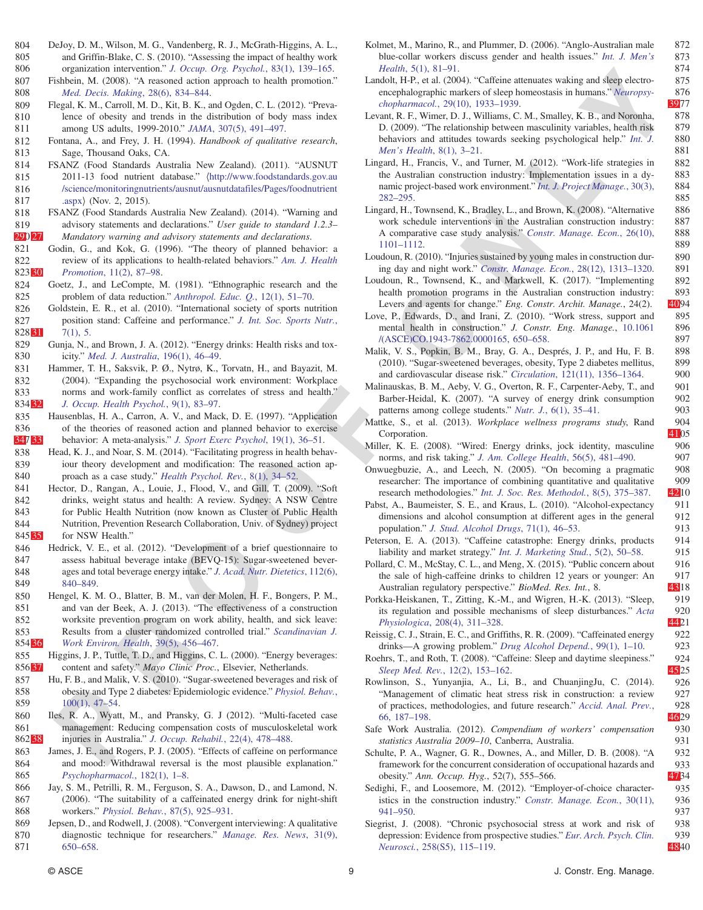DeJoy, D. M., Wilson, M. G., Vandenberg, R. J., McGrath-Higgins, A. L., and Griffin-Blake, C. S. (2010). "Assessing the impact of healthy work organization intervention." *J. Occup. Org. Psychol.*, 83(1), 139–165.

Fishbein, M. (2008). "A reasoned action approach to health promotion." *Med. Decis. Making*, 28(6), 834–844.

Flegal, K. M., Carroll, M. D., Kit, B. K., and Ogden, C. L. (2012). "Prevalence of obesity and trends in the distribution of body mass index among US adults, 1999-2010." *JAMA*, 307(5), 491–497.

Fontana, A., and Frey, J. H. (1994). *Handbook of qualitative research*, Sage, Thousand Oaks, CA.

FSANZ (Food Standards Australia New Zealand). (2011). "AUSNUT 2011-13 food nutrient database." ⟨http://www.foodstandards.gov.au/science/monitoringnutrients/ausnut/ausnutdatafiles/Pages/foodnutrient.aspx⟩ (Nov. 2, 2015).

FSANZ (Food Standards Australia New Zealand). (2014). "Warning and advisory statements and declarations." *User guide to standard 1.2.3– Mandatory warning and advisory statements and declarations*.

Godin, G., and Kok, G. (1996). "The theory of planned behavior: a review of its applications to health-related behaviors." *Am. J. Health Promotion*, 11(2), 87–98.

Goetz, J., and LeCompte, M. (1981). "Ethnographic research and the problem of data reduction." *Anthropol. Educ. Q.*, 12(1), 51–70.

Goldstein, E. R., et al. (2010). "International society of sports nutrition position stand: Caffeine and performance." *J. Int. Soc. Sports Nutr.*, 7(1), 5.

Gunja, N., and Brown, J. A. (2012). "Energy drinks: Health risks and toxicity." *Med. J. Australia*, 196(1), 46–49.

Hammer, T. H., Saksvik, P. Ø., Nytrø, K., Torvatn, H., and Bayazit, M. (2004). "Expanding the psychosocial work environment: Workplace norms and work-family conflict as correlates of stress and health." *J. Occup. Health Psychol.*, 9(1), 83–97.

Hausenblas, H. A., Carron, A. V., and Mack, D. E. (1997). "Application of the theories of reasoned action and planned behavior to exercise behavior: A meta-analysis." *J. Sport Exerc Psychol*, 19(1), 36–51.

Head, K. J., and Noar, S. M. (2014). "Facilitating progress in health behaviour theory development and modification: The reasoned action approach as a case study." *Health Psychol. Rev.*, 8(1), 34–52.

Hector, D., Rangan, A., Louie, J., Flood, V., and Gill, T. (2009). "Soft drinks, weight status and health: A review. Sydney: A NSW Centre for Public Health Nutrition (now known as Cluster of Public Health Nutrition, Prevention Research Collaboration, Univ. of Sydney) project for NSW Health."

Hedrick, V. E., et al. (2012). "Development of a brief questionnaire to assess habitual beverage intake (BEVQ-15): Sugar-sweetened beverages and total beverage energy intake." *J. Acad. Nutr. Dietetics*, 112(6), 840–849.

Hengel, K. M. O., Blatter, B. M., van der Molen, H. F., Bongers, P. M., and van der Beek, A. J. (2013). "The effectiveness of a construction worksite prevention program on work ability, health, and sick leave: Results from a cluster randomized controlled trial." *Scandinavian J. Work Environ. Health*, 39(5), 456–467.

Higgins, J. P., Tuttle, T. D., and Higgins, C. L. (2000). "Energy beverages: content and safety." *Mayo Clinic Proc.*, Elsevier, Netherlands.

Hu, F. B., and Malik, V. S. (2010). "Sugar-sweetened beverages and risk of obesity and Type 2 diabetes: Epidemiologic evidence." *Physiol. Behav.*, 100(1), 47–54.

Iles, R. A., Wyatt, M., and Pransky, G. J (2012). "Multi-faceted case management: Reducing compensation costs of musculoskeletal work injuries in Australia." *J. Occup. Rehabil.*, 22(4), 478–488.

James, J. E., and Rogers, P. J. (2005). "Effects of caffeine on performance and mood: Withdrawal reversal is the most plausible explanation." *Psychopharmacol.*, 182(1), 1–8.

Jay, S. M., Petrilli, R. M., Ferguson, S. A., Dawson, D., and Lamond, N. (2006). "The suitability of a caffeinated energy drink for night-shift workers." *Physiol. Behav.*, 87(5), 925–931.

Jepsen, D., and Rodwell, J. (2008). "Convergent interviewing: A qualitative diagnostic technique for researchers." *Manage. Res. News*, 31(9), 650–658.

Kolmet, M., Marino, R., and Plummer, D. (2006). "Anglo-Australian male blue-collar workers discuss gender and health issues." *Int. J. Men's Health*, 5(1), 81–91.

Landolt, H-P., et al. (2004). "Caffeine attenuates waking and sleep electroencephalographic markers of sleep homeostasis in humans." *Neuropsychopharmacol.*, 29(10), 1933–1939.

Levant, R. F., Wimer, D. J., Williams, C. M., Smalley, K. B., and Noronha, D. (2009). "The relationship between masculinity variables, health risk behaviors and attitudes towards seeking psychological help." *Int. J. Men's Health*, 8(1), 3–21.

Lingard, H., Francis, V., and Turner, M. (2012). "Work-life strategies in the Australian construction industry: Implementation issues in a dynamic project-based work environment." *Int. J. Project Manage.*, 30(3), 282–295.

Lingard, H., Townsend, K., Bradley, L., and Brown, K. (2008). "Alternative work schedule interventions in the Australian construction industry: A comparative case study analysis." *Constr. Manage. Econ.*, 26(10), 1101–1112.

Loudoun, R. (2010). "Injuries sustained by young males in construction during day and night work." *Constr. Manage. Econ.*, 28(12), 1313–1320.

Loudoun, R., Townsend, K., and Markwell, K. (2017). "Implementing health promotion programs in the Australian construction industry: Levers and agents for change." *Eng. Constr. Archit. Manage.*, 24(2).

Love, P., Edwards, D., and Irani, Z. (2010). "Work stress, support and mental health in construction." *J. Constr. Eng. Manage.*, 10.1061/(ASCE)CO.1943-7862.0000165, 650–658.

Malik, V. S., Popkin, B. M., Bray, G. A., Després, J. P., and Hu, F. B. (2010). "Sugar-sweetened beverages, obesity, Type 2 diabetes mellitus, and cardiovascular disease risk." *Circulation*, 121(11), 1356–1364.

Malinauskas, B. M., Aeby, V. G., Overton, R. F., Carpenter-Aeby, T., and Barber-Heidal, K. (2007). "A survey of energy drink consumption patterns among college students." *Nutr. J.*, 6(1), 35–41.

Mattke, S., et al. (2013). *Workplace wellness programs study*, Rand Corporation.

Miller, K. E. (2008). "Wired: Energy drinks, jock identity, masculine norms, and risk taking." *J. Am. College Health*, 56(5), 481–490.

Onwuegbuzie, A., and Leech, N. (2005). "On becoming a pragmatic researcher: The importance of combining quantitative and qualitative research methodologies." *Int. J. Soc. Res. Methodol.*, 8(5), 375–387.

Pabst, A., Baumeister, S. E., and Kraus, L. (2010). "Alcohol-expectancy dimensions and alcohol consumption at different ages in the general population." *J. Stud. Alcohol Drugs*, 71(1), 46–53.

Peterson, E. A. (2013). "Caffeine catastrophe: Energy drinks, products liability and market strategy." *Int. J. Marketing Stud.*, 5(2), 50–58.

Pollard, C. M., McStay, C. L., and Meng, X. (2015). "Public concern about the sale of high-caffeine drinks to children 12 years or younger: An Australian regulatory perspective." *BioMed. Res. Int.*, 8.

Porkka-Heiskanen, T., Zitting, K.-M., and Wigren, H.-K. (2013). "Sleep, its regulation and possible mechanisms of sleep disturbances." *Acta Physiologica*, 208(4), 311–328.

Reissig, C. J., Strain, E. C., and Griffiths, R. R. (2009). "Caffeinated energy drinks—A growing problem." *Drug Alcohol Depend.*, 99(1), 1–10.

Roehrs, T., and Roth, T. (2008). "Caffeine: Sleep and daytime sleepiness." *Sleep Med. Rev.*, 12(2), 153–162.

Rowlinson, S., Yunyanjia, A., Li, B., and ChuanjingJu, C. (2014). "Management of climatic heat stress risk in construction: a review of practices, methodologies, and future research." *Accid. Anal. Prev.*, 66, 187–198.

Safe Work Australia. (2012). *Compendium of workers' compensation statistics Australia 2009–10*, Canberra, Australia.

Schulte, P. A., Wagner, G. R., Downes, A., and Miller, D. B. (2008). "A framework for the concurrent consideration of occupational hazards and obesity." *Ann. Occup. Hyg.*, 52(7), 555–566.

Sedighi, F., and Loosemore, M. (2012). "Employer-of-choice characteristics in the construction industry." *Constr. Manage. Econ.*, 30(11), 941–950.

Siegrist, J. (2008). "Chronic psychosocial stress at work and risk of depression: Evidence from prospective studies." *Eur. Arch. Psych. Clin. Neurosci.*, 258(S5), 115–119.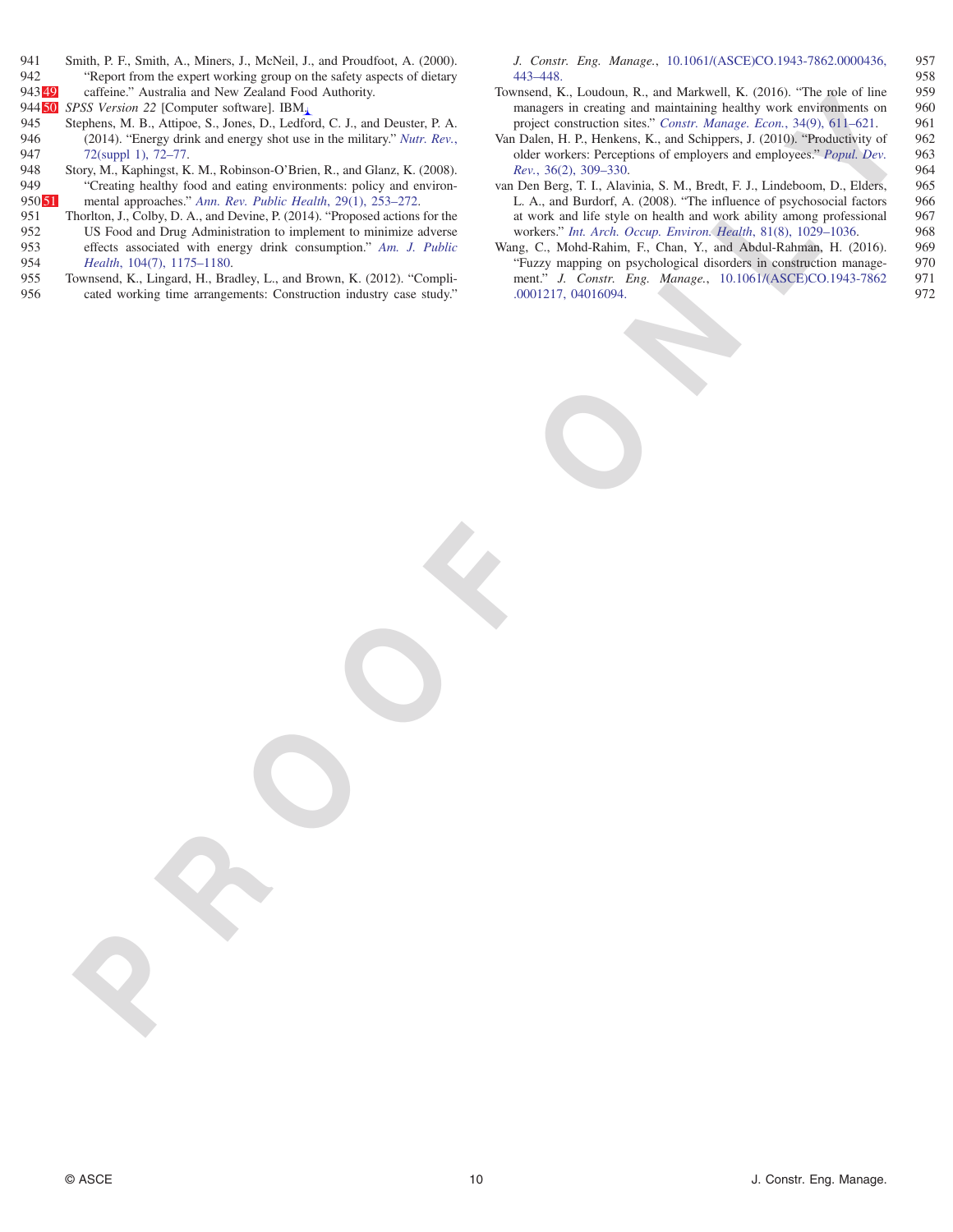Smith, P. F., Smith, A., Miners, J., McNeil, J., and Proudfoot, A. (2000). "Report from the expert working group on the safety aspects of dietary caffeine." Australia and New Zealand Food Authority.

*SPSS Version 22* [Computer software]. IBM.

Stephens, M. B., Attipoe, S., Jones, D., Ledford, C. J., and Deuster, P. A. (2014). "Energy drink and energy shot use in the military." *Nutr. Rev.*, 72(suppl 1), 72–77.

Story, M., Kaphingst, K. M., Robinson-O'Brien, R., and Glanz, K. (2008). "Creating healthy food and eating environments: policy and environmental approaches." *Ann. Rev. Public Health*, 29(1), 253–272.

Thorlton, J., Colby, D. A., and Devine, P. (2014). "Proposed actions for the US Food and Drug Administration to implement to minimize adverse effects associated with energy drink consumption." *Am. J. Public Health*, 104(7), 1175–1180.

Townsend, K., Lingard, H., Bradley, L., and Brown, K. (2012). "Complicated working time arrangements: Construction industry case study." *J. Constr. Eng. Manage.*, 10.1061/(ASCE)CO.1943-7862.0000436, 443–448.

Townsend, K., Loudoun, R., and Markwell, K. (2016). "The role of line managers in creating and maintaining healthy work environments on project construction sites." *Constr. Manage. Econ.*, 34(9), 611–621.

Van Dalen, H. P., Henkens, K., and Schippers, J. (2010). "Productivity of older workers: Perceptions of employers and employees." *Popul. Dev. Rev.*, 36(2), 309–330.

van Den Berg, T. I., Alavinia, S. M., Bredt, F. J., Lindeboom, D., Elders, L. A., and Burdorf, A. (2008). "The influence of psychosocial factors at work and life style on health and work ability among professional workers." *Int. Arch. Occup. Environ. Health*, 81(8), 1029–1036.

Wang, C., Mohd-Rahim, F., Chan, Y., and Abdul-Rahman, H. (2016). "Fuzzy mapping on psychological disorders in construction management." *J. Constr. Eng. Manage.*, 10.1061/(ASCE)CO.1943-7862.0001217, 04016094.